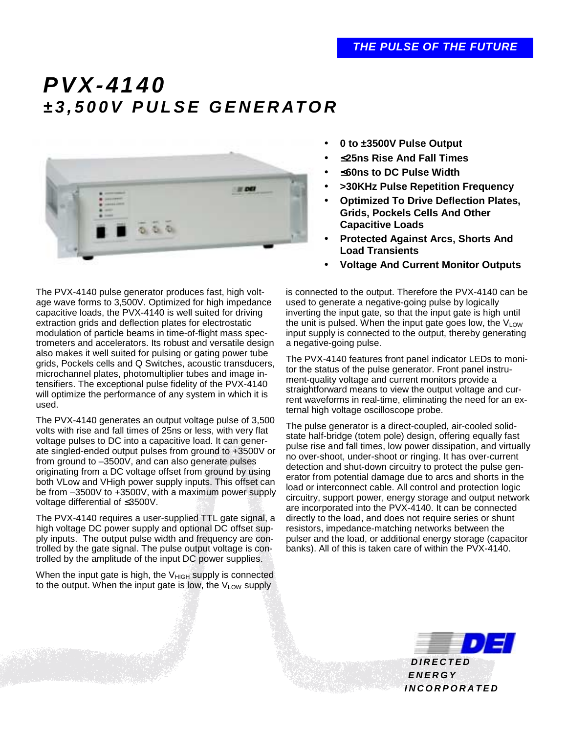THE PULSE OF THE FUTURE

# PVX-4140
## ±3,500V PULSE GENERATOR

- 0 to ±3500V Pulse Output
- ≤25ns Rise And Fall Times
- ≤60ns to DC Pulse Width
- >30KHz Pulse Repetition Frequency
- Optimized To Drive Deflection Plates, Grids, Pockels Cells And Other Capacitive Loads
- Protected Against Arcs, Shorts And Load Transients
- Voltage And Current Monitor Outputs

The PVX-4140 pulse generator produces fast, high voltage wave forms to 3,500V. Optimized for high impedance capacitive loads, the PVX-4140 is well suited for driving extraction grids and deflection plates for electrostatic modulation of particle beams in time-of-flight mass spectrometers and accelerators. Its robust and versatile design also makes it well suited for pulsing or gating power tube grids, Pockels cells and Q Switches, acoustic transducers, microchannel plates, photomultiplier tubes and image intensifiers. The exceptional pulse fidelity of the PVX-4140 will optimize the performance of any system in which it is used.

The PVX-4140 generates an output voltage pulse of 3,500 volts with rise and fall times of 25ns or less, with very flat voltage pulses to DC into a capacitive load. It can generate singled-ended output pulses from ground to +3500V or from ground to –3500V, and can also generate pulses originating from a DC voltage offset from ground by using both VLow and VHigh power supply inputs. This offset can be from –3500V to +3500V, with a maximum power supply voltage differential of ≤3500V.

The PVX-4140 requires a user-supplied TTL gate signal, a high voltage DC power supply and optional DC offset supply inputs. The output pulse width and frequency are controlled by the gate signal. The pulse output voltage is controlled by the amplitude of the input DC power supplies.

When the input gate is high, the $V_{HIGH}$ supply is connected to the output. When the input gate is low, the $V_{LOW}$ supply is connected to the output. Therefore the PVX-4140 can be used to generate a negative-going pulse by logically inverting the input gate, so that the input gate is high until the unit is pulsed. When the input gate goes low, the $V_{LOW}$ input supply is connected to the output, thereby generating a negative-going pulse.

The PVX-4140 features front panel indicator LEDs to monitor the status of the pulse generator. Front panel instrument-quality voltage and current monitors provide a straightforward means to view the output voltage and current waveforms in real-time, eliminating the need for an external high voltage oscilloscope probe.

The pulse generator is a direct-coupled, air-cooled solid-state half-bridge (totem pole) design, offering equally fast pulse rise and fall times, low power dissipation, and virtually no over-shoot, under-shoot or ringing. It has over-current detection and shut-down circuitry to protect the pulse generator from potential damage due to arcs and shorts in the load or interconnect cable. All control and protection logic circuitry, support power, energy storage and output network are incorporated into the PVX-4140. It can be connected directly to the load, and does not require series or shunt resistors, impedance-matching networks between the pulser and the load, or additional energy storage (capacitor banks). All of this is taken care of within the PVX-4140.

DEI
DIRECTED ENERGY INCORPORATED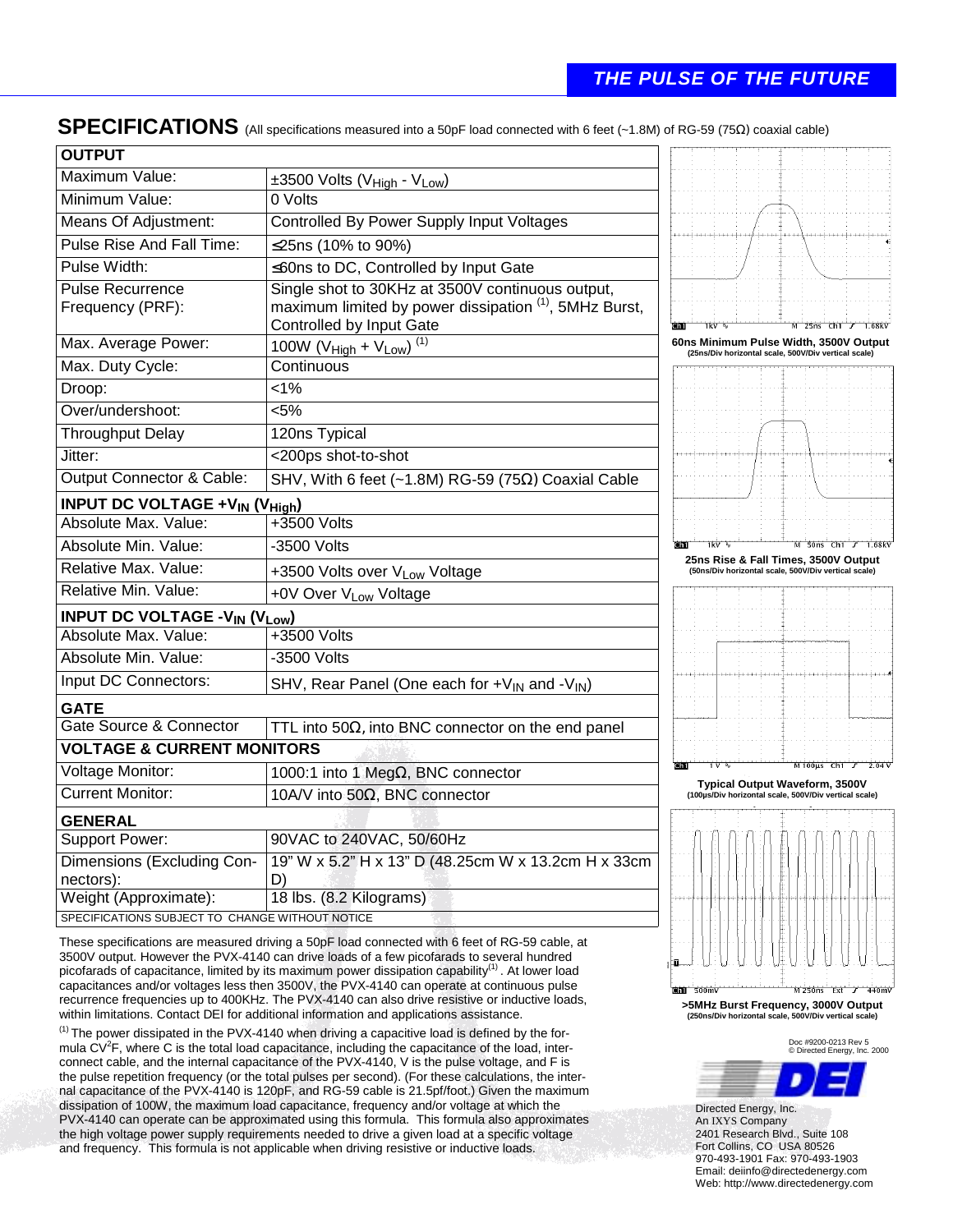*THE PULSE OF THE FUTURE*

## SPECIFICATIONS (All specifications measured into a 50pF load connected with 6 feet (~1.8M) of RG-59 (75Ω) coaxial cable)

| | |
|---|---|
| **OUTPUT** | |
| Maximum Value: | ±3500 Volts ($V_{High}$ - $V_{Low}$) |
| Minimum Value: | 0 Volts |
| Means Of Adjustment: | Controlled By Power Supply Input Voltages |
| Pulse Rise And Fall Time: | ≤25ns (10% to 90%) |
| Pulse Width: | ≤60ns to DC, Controlled by Input Gate |
| Pulse Recurrence Frequency (PRF): | Single shot to 30KHz at 3500V continuous output, maximum limited by power dissipation [1], 5MHz Burst, Controlled by Input Gate |
| Max. Average Power: | 100W ($V_{High}$ + $V_{Low}$) [1] |
| Max. Duty Cycle: | Continuous |
| Droop: | <1% |
| Over/undershoot: | <5% |
| Throughput Delay | 120ns Typical |
| Jitter: | <200ps shot-to-shot |
| Output Connector & Cable: | SHV, With 6 feet (~1.8M) RG-59 (75Ω) Coaxial Cable |
| **INPUT DC VOLTAGE +$V_{IN}$ ($V_{High}$)** | |
| Absolute Max. Value: | +3500 Volts |
| Absolute Min. Value: | -3500 Volts |
| Relative Max. Value: | +3500 Volts over $V_{Low}$ Voltage |
| Relative Min. Value: | +0V Over $V_{Low}$ Voltage |
| **INPUT DC VOLTAGE -$V_{IN}$ ($V_{Low}$)** | |
| Absolute Max. Value: | +3500 Volts |
| Absolute Min. Value: | -3500 Volts |
| Input DC Connectors: | SHV, Rear Panel (One each for +$V_{IN}$ and -$V_{IN}$) |
| **GATE** | |
| Gate Source & Connector | TTL into 50Ω, into BNC connector on the end panel |
| **VOLTAGE & CURRENT MONITORS** | |
| Voltage Monitor: | 1000:1 into 1 MegΩ, BNC connector |
| Current Monitor: | 10A/V into 50Ω, BNC connector |
| **GENERAL** | |
| Support Power: | 90VAC to 240VAC, 50/60Hz |
| Dimensions (Excluding Connectors): | 19" W x 5.2" H x 13" D (48.25cm W x 13.2cm H x 33cm D) |
| Weight (Approximate): | 18 lbs. (8.2 Kilograms) |
| SPECIFICATIONS SUBJECT TO CHANGE WITHOUT NOTICE | |

These specifications are measured driving a 50pF load connected with 6 feet of RG-59 cable, at 3500V output. However the PVX-4140 can drive loads of a few picofarads to several hundred picofarads of capacitance, limited by its maximum power dissipation capability[1]. At lower load capacitances and/or voltages less then 3500V, the PVX-4140 can operate at continuous pulse recurrence frequencies up to 400KHz. The PVX-4140 can also drive resistive or inductive loads, within limitations. Contact DEI for additional information and applications assistance.

[1] The power dissipated in the PVX-4140 when driving a capacitive load is defined by the formula $CV^2F$, where C is the total load capacitance, including the capacitance of the load, interconnect cable, and the internal capacitance of the PVX-4140, V is the pulse voltage, and F is the pulse repetition frequency (or the total pulses per second). (For these calculations, the internal capacitance of the PVX-4140 is 120pF, and RG-59 cable is 21.5pf/foot.) Given the maximum dissipation of 100W, the maximum load capacitance, frequency and/or voltage at which the PVX-4140 can operate can be approximated using this formula. This formula also approximates the high voltage power supply requirements needed to drive a given load at a specific voltage and frequency. This formula is not applicable when driving resistive or inductive loads.

Ch1 1kV M 25ns Ch1 1.68kV

**60ns Minimum Pulse Width, 3500V Output**
(25ns/Div horizontal scale, 500V/Div vertical scale)

Ch1 1kV M 50ns Ch1 1.68kV

**25ns Rise & Fall Times, 3500V Output**
(50ns/Div horizontal scale, 500V/Div vertical scale)

Ch1 1V M 100µs Ch1 2.04V

**Typical Output Waveform, 3500V**
(100µs/Div horizontal scale, 500V/Div vertical scale)

Ch1 500mV M 250ns Ext 440mV

**>5MHz Burst Frequency, 3000V Output**
(250ns/Div horizontal scale, 500V/Div vertical scale)

Doc #9200-0213 Rev 5
© Directed Energy, Inc. 2000

DEI

Directed Energy, Inc.
An IXYS Company
2401 Research Blvd., Suite 108
Fort Collins, CO USA 80526
970-493-1901 Fax: 970-493-1903
Email: deiinfo@directedenergy.com
Web: http://www.directedenergy.com